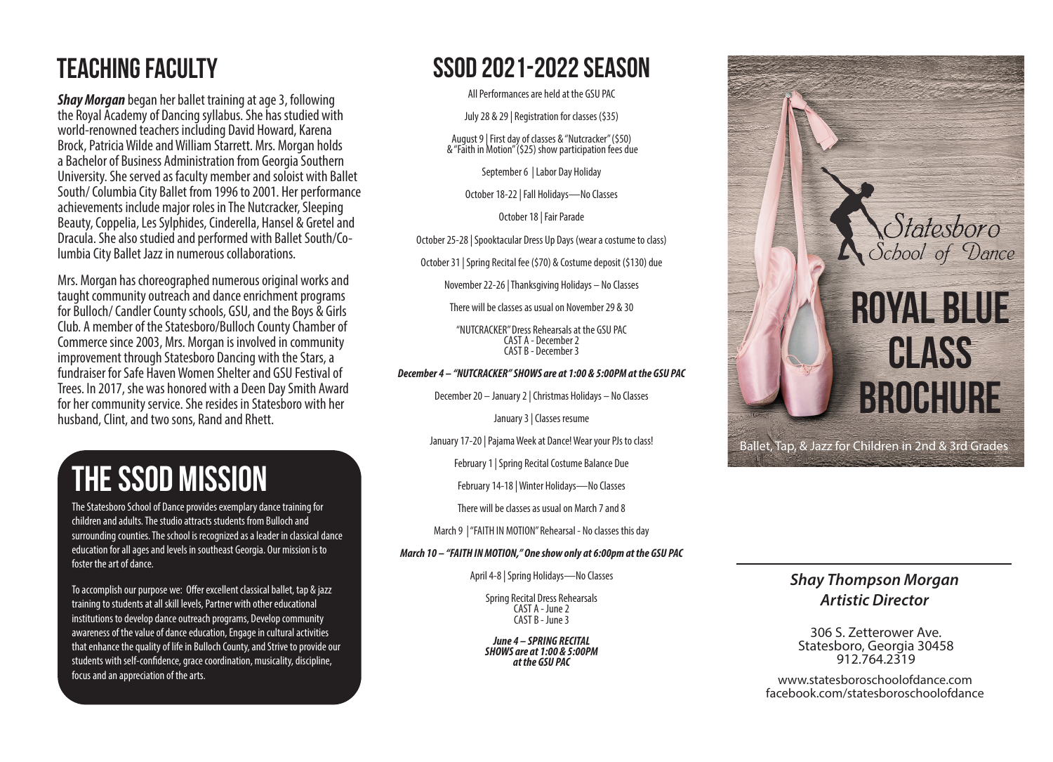# TEACHING FACULTY

***Shay Morgan*** began her ballet training at age 3, following the Royal Academy of Dancing syllabus. She has studied with world-renowned teachers including David Howard, Karena Brock, Patricia Wilde and William Starrett. Mrs. Morgan holds a Bachelor of Business Administration from Georgia Southern University. She served as faculty member and soloist with Ballet South/ Columbia City Ballet from 1996 to 2001. Her performance achievements include major roles in The Nutcracker, Sleeping Beauty, Coppelia, Les Sylphides, Cinderella, Hansel & Gretel and Dracula. She also studied and performed with Ballet South/Columbia City Ballet Jazz in numerous collaborations.

Mrs. Morgan has choreographed numerous original works and taught community outreach and dance enrichment programs for Bulloch/ Candler County schools, GSU, and the Boys & Girls Club. A member of the Statesboro/Bulloch County Chamber of Commerce since 2003, Mrs. Morgan is involved in community improvement through Statesboro Dancing with the Stars, a fundraiser for Safe Haven Women Shelter and GSU Festival of Trees. In 2017, she was honored with a Deen Day Smith Award for her community service. She resides in Statesboro with her husband, Clint, and two sons, Rand and Rhett.

# THE SSOD MISSION

The Statesboro School of Dance provides exemplary dance training for children and adults. The studio attracts students from Bulloch and surrounding counties. The school is recognized as a leader in classical dance education for all ages and levels in southeast Georgia. Our mission is to foster the art of dance.

To accomplish our purpose we: Offer excellent classical ballet, tap & jazz training to students at all skill levels, Partner with other educational institutions to develop dance outreach programs, Develop community awareness of the value of dance education, Engage in cultural activities that enhance the quality of life in Bulloch County, and Strive to provide our students with self-confidence, grace coordination, musicality, discipline, focus and an appreciation of the arts.

# SSOD 2021-2022 SEASON

All Performances are held at the GSU PAC

July 28 & 29 | Registration for classes ($35)

August 9 | First day of classes & "Nutcracker" ($50) & "Faith in Motion" ($25) show participation fees due

September 6 | Labor Day Holiday

October 18-22 | Fall Holidays—No Classes

October 18 | Fair Parade

October 25-28 | Spooktacular Dress Up Days (wear a costume to class)

October 31 | Spring Recital fee ($70) & Costume deposit ($130) due

November 22-26 | Thanksgiving Holidays – No Classes

There will be classes as usual on November 29 & 30

"NUTCRACKER" Dress Rehearsals at the GSU PAC
CAST A - December 2
CAST B - December 3

***December 4 – "NUTCRACKER" SHOWS are at 1:00 & 5:00PM at the GSU PAC***

December 20 – January 2 | Christmas Holidays – No Classes

January 3 | Classes resume

January 17-20 | Pajama Week at Dance! Wear your PJs to class!

February 1 | Spring Recital Costume Balance Due

February 14-18 | Winter Holidays—No Classes

There will be classes as usual on March 7 and 8

March 9 | "FAITH IN MOTION" Rehearsal - No classes this day

***March 10 – "FAITH IN MOTION," One show only at 6:00pm at the GSU PAC***

April 4-8 | Spring Holidays—No Classes

Spring Recital Dress Rehearsals
CAST A - June 2
CAST B - June 3

***June 4 – SPRING RECITAL SHOWS are at 1:00 & 5:00PM at the GSU PAC***

Statesboro School of Dance

# ROYAL BLUE CLASS BROCHURE

Ballet, Tap, & Jazz for Children in 2nd & 3rd Grades

***Shay Thompson Morgan***
***Artistic Director***

306 S. Zetterower Ave.
Statesboro, Georgia 30458
912.764.2319

www.statesboroschoolofdance.com
facebook.com/statesboroschoolofdance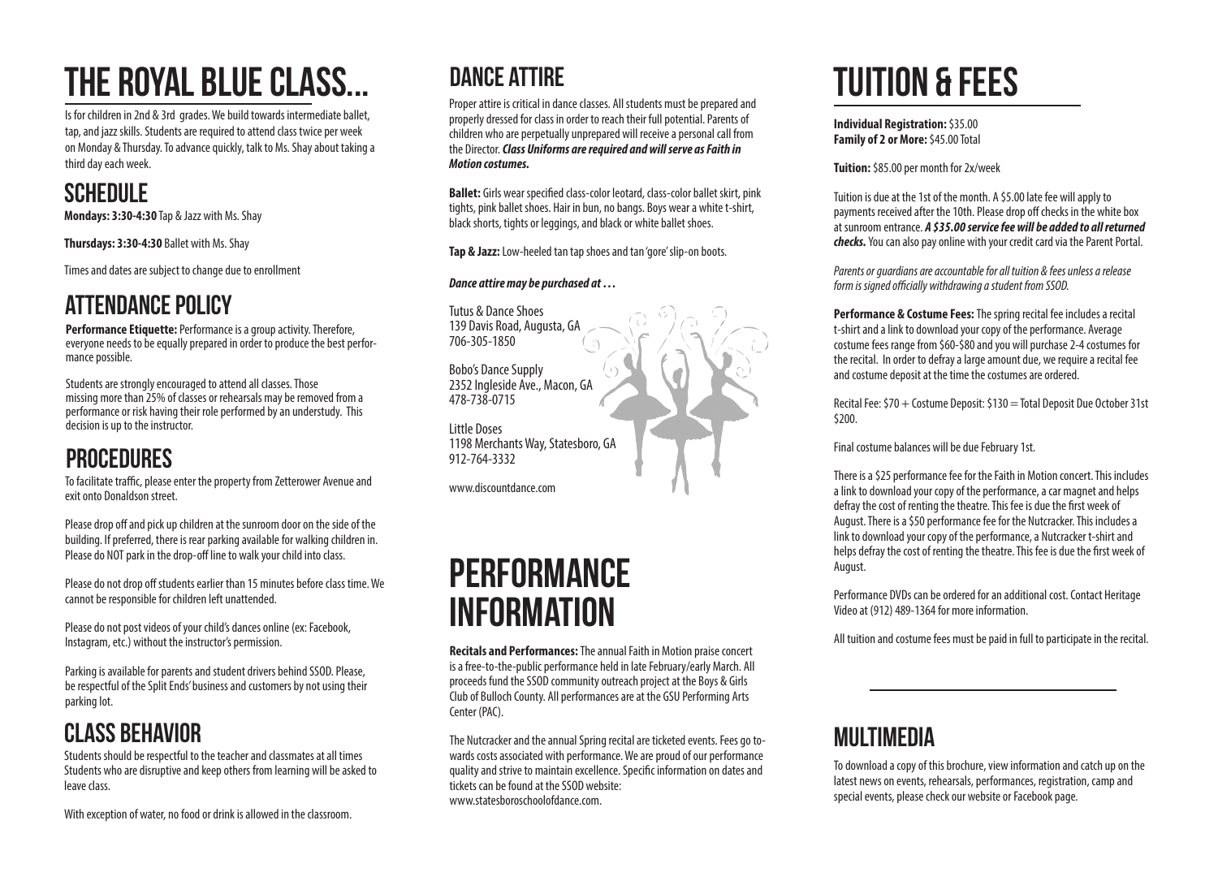# The Royal Blue Class...

Is for children in 2nd & 3rd grades. We build towards intermediate ballet, tap, and jazz skills. Students are required to attend class twice per week on Monday & Thursday. To advance quickly, talk to Ms. Shay about taking a third day each week.

## Schedule

**Mondays: 3:30-4:30** Tap & Jazz with Ms. Shay

**Thursdays: 3:30-4:30** Ballet with Ms. Shay

Times and dates are subject to change due to enrollment

## Attendance Policy

**Performance Etiquette:** Performance is a group activity. Therefore, everyone needs to be equally prepared in order to produce the best performance possible.

Students are strongly encouraged to attend all classes. Those missing more than 25% of classes or rehearsals may be removed from a performance or risk having their role performed by an understudy. This decision is up to the instructor.

## Procedures

To facilitate traffic, please enter the property from Zetterower Avenue and exit onto Donaldson street.

Please drop off and pick up children at the sunroom door on the side of the building. If preferred, there is rear parking available for walking children in. Please do NOT park in the drop-off line to walk your child into class.

Please do not drop off students earlier than 15 minutes before class time. We cannot be responsible for children left unattended.

Please do not post videos of your child's dances online (ex: Facebook, Instagram, etc.) without the instructor's permission.

Parking is available for parents and student drivers behind SSOD. Please, be respectful of the Split Ends' business and customers by not using their parking lot.

## Class Behavior

Students should be respectful to the teacher and classmates at all times Students who are disruptive and keep others from learning will be asked to leave class.

With exception of water, no food or drink is allowed in the classroom.

## Dance Attire

Proper attire is critical in dance classes. All students must be prepared and properly dressed for class in order to reach their full potential. Parents of children who are perpetually unprepared will receive a personal call from the Director. ***Class Uniforms are required and will serve as Faith in Motion costumes.***

**Ballet:** Girls wear specified class-color leotard, class-color ballet skirt, pink tights, pink ballet shoes. Hair in bun, no bangs. Boys wear a white t-shirt, black shorts, tights or leggings, and black or white ballet shoes.

**Tap & Jazz:** Low-heeled tan tap shoes and tan 'gore' slip-on boots.

***Dance attire may be purchased at . . .***

Tutus & Dance Shoes
139 Davis Road, Augusta, GA
706-305-1850

Bobo's Dance Supply
2352 Ingleside Ave., Macon, GA
478-738-0715

Little Doses
1198 Merchants Way, Statesboro, GA
912-764-3332

www.discountdance.com

# Performance Information

**Recitals and Performances:** The annual Faith in Motion praise concert is a free-to-the-public performance held in late February/early March. All proceeds fund the SSOD community outreach project at the Boys & Girls Club of Bulloch County. All performances are at the GSU Performing Arts Center (PAC).

The Nutcracker and the annual Spring recital are ticketed events. Fees go towards costs associated with performance. We are proud of our performance quality and strive to maintain excellence. Specific information on dates and tickets can be found at the SSOD website: www.statesboroschoolofdance.com.

# Tuition & Fees

**Individual Registration:** $35.00
**Family of 2 or More:** $45.00 Total

**Tuition:** $85.00 per month for 2x/week

Tuition is due at the 1st of the month. A $5.00 late fee will apply to payments received after the 10th. Please drop off checks in the white box at sunroom entrance. ***A $35.00 service fee will be added to all returned checks.*** You can also pay online with your credit card via the Parent Portal.

*Parents or guardians are accountable for all tuition & fees unless a release form is signed officially withdrawing a student from SSOD.*

**Performance & Costume Fees:** The spring recital fee includes a recital t-shirt and a link to download your copy of the performance. Average costume fees range from $60-$80 and you will purchase 2-4 costumes for the recital. In order to defray a large amount due, we require a recital fee and costume deposit at the time the costumes are ordered.

Recital Fee: $70 + Costume Deposit: $130 = Total Deposit Due October 31st $200.

Final costume balances will be due February 1st.

There is a $25 performance fee for the Faith in Motion concert. This includes a link to download your copy of the performance, a car magnet and helps defray the cost of renting the theatre. This fee is due the first week of August. There is a $50 performance fee for the Nutcracker. This includes a link to download your copy of the performance, a Nutcracker t-shirt and helps defray the cost of renting the theatre. This fee is due the first week of August.

Performance DVDs can be ordered for an additional cost. Contact Heritage Video at (912) 489-1364 for more information.

All tuition and costume fees must be paid in full to participate in the recital.

## Multimedia

To download a copy of this brochure, view information and catch up on the latest news on events, rehearsals, performances, registration, camp and special events, please check our website or Facebook page.